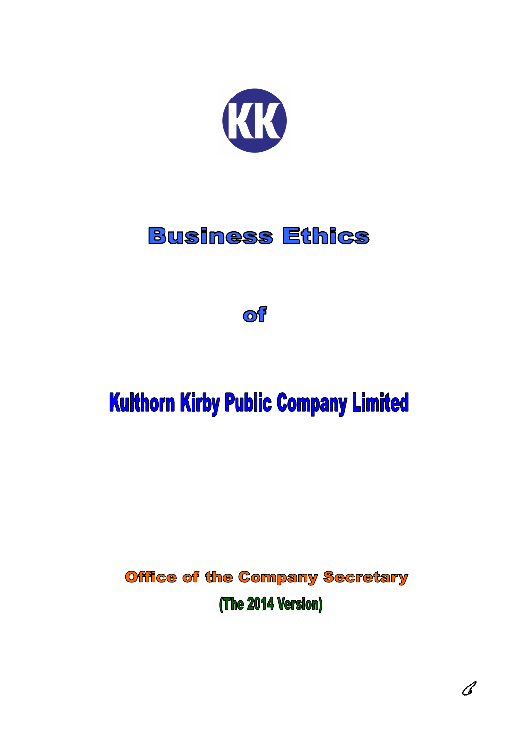# Business Ethics

# of

# Kulthorn Kirby Public Company Limited

**Office of the Company Secretary**

**(The 2014 Version)**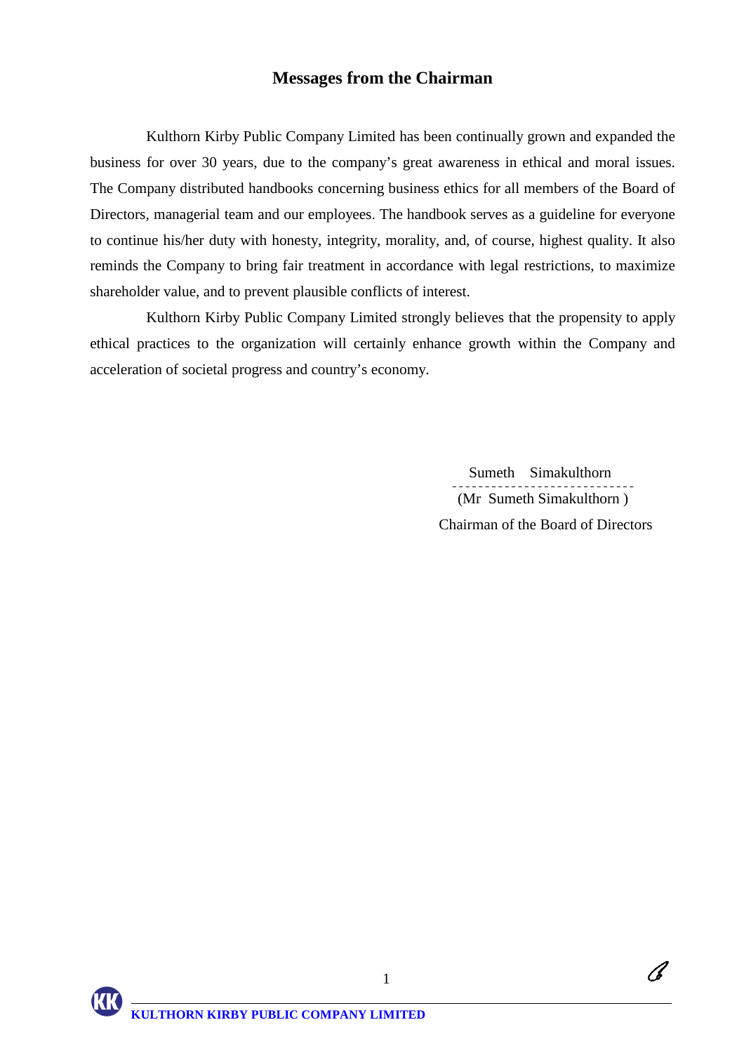## Messages from the Chairman

Kulthorn Kirby Public Company Limited has been continually grown and expanded the business for over 30 years, due to the company's great awareness in ethical and moral issues. The Company distributed handbooks concerning business ethics for all members of the Board of Directors, managerial team and our employees. The handbook serves as a guideline for everyone to continue his/her duty with honesty, integrity, morality, and, of course, highest quality. It also reminds the Company to bring fair treatment in accordance with legal restrictions, to maximize shareholder value, and to prevent plausible conflicts of interest.

Kulthorn Kirby Public Company Limited strongly believes that the propensity to apply ethical practices to the organization will certainly enhance growth within the Company and acceleration of societal progress and country's economy.

Sumeth Simakulthorn

(Mr Sumeth Simakulthorn )

Chairman of the Board of Directors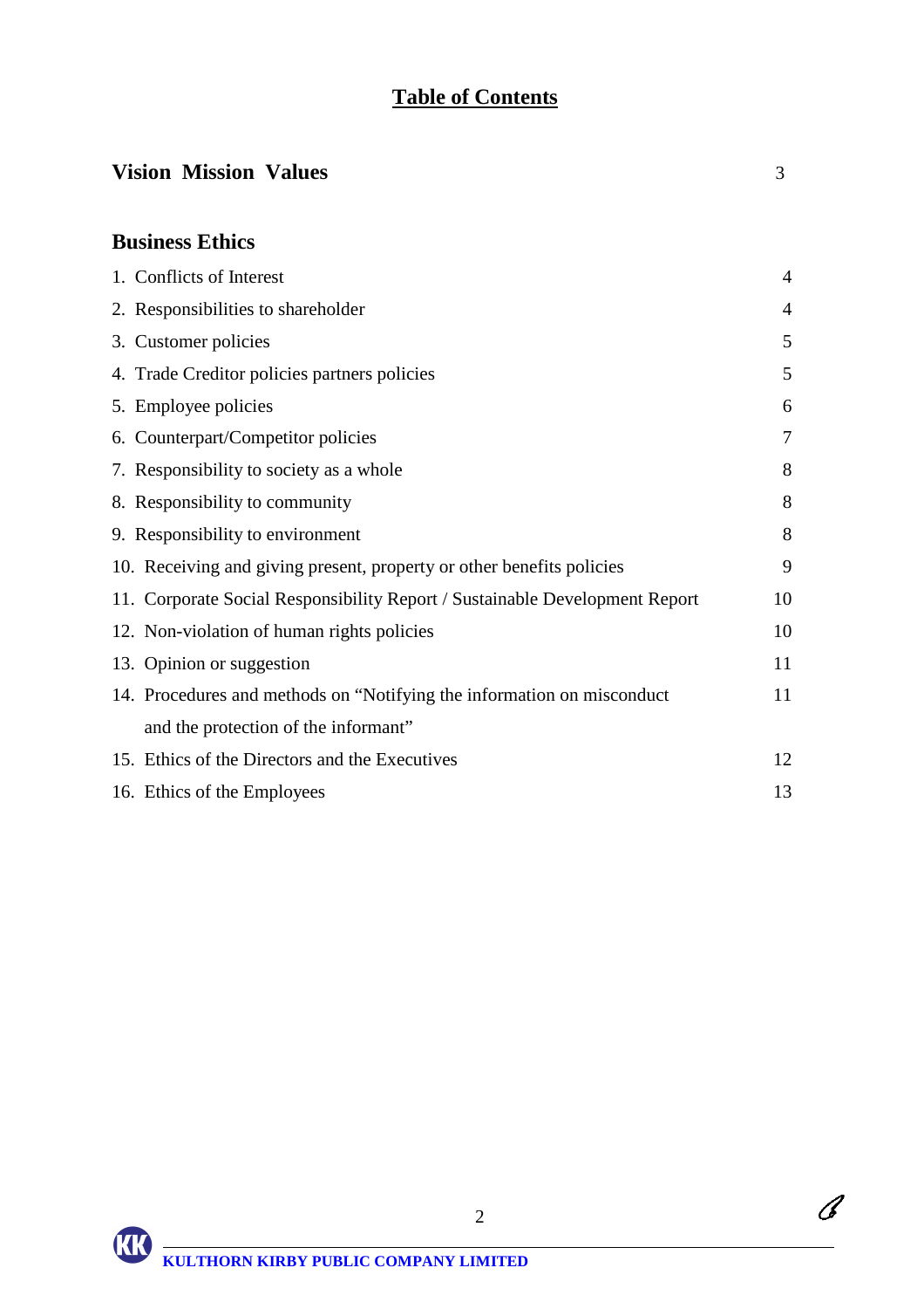# Table of Contents

| | |
|---|---|
| **Vision Mission Values** | 3 |
| **Business Ethics** | |
| 1. Conflicts of Interest | 4 |
| 2. Responsibilities to shareholder | 4 |
| 3. Customer policies | 5 |
| 4. Trade Creditor policies partners policies | 5 |
| 5. Employee policies | 6 |
| 6. Counterpart/Competitor policies | 7 |
| 7. Responsibility to society as a whole | 8 |
| 8. Responsibility to community | 8 |
| 9. Responsibility to environment | 8 |
| 10. Receiving and giving present, property or other benefits policies | 9 |
| 11. Corporate Social Responsibility Report / Sustainable Development Report | 10 |
| 12. Non-violation of human rights policies | 10 |
| 13. Opinion or suggestion | 11 |
| 14. Procedures and methods on "Notifying the information on misconduct and the protection of the informant" | 11 |
| 15. Ethics of the Directors and the Executives | 12 |
| 16. Ethics of the Employees | 13 |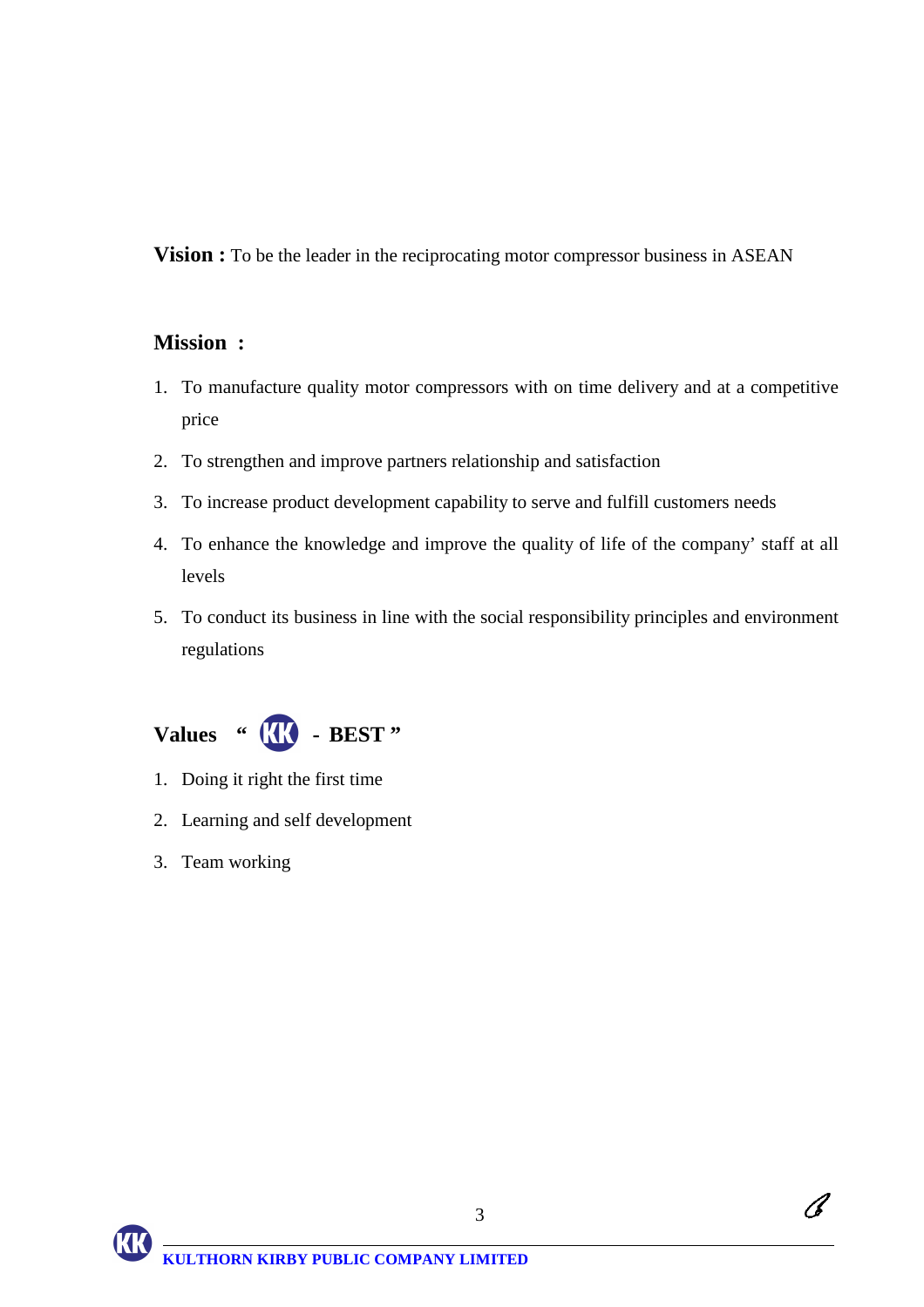**Vision :** To be the leader in the reciprocating motor compressor business in ASEAN

**Mission :**

1. To manufacture quality motor compressors with on time delivery and at a competitive price
2. To strengthen and improve partners relationship and satisfaction
3. To increase product development capability to serve and fulfill customers needs
4. To enhance the knowledge and improve the quality of life of the company' staff at all levels
5. To conduct its business in line with the social responsibility principles and environment regulations

**Values " KK - BEST "**

1. Doing it right the first time
2. Learning and self development
3. Team working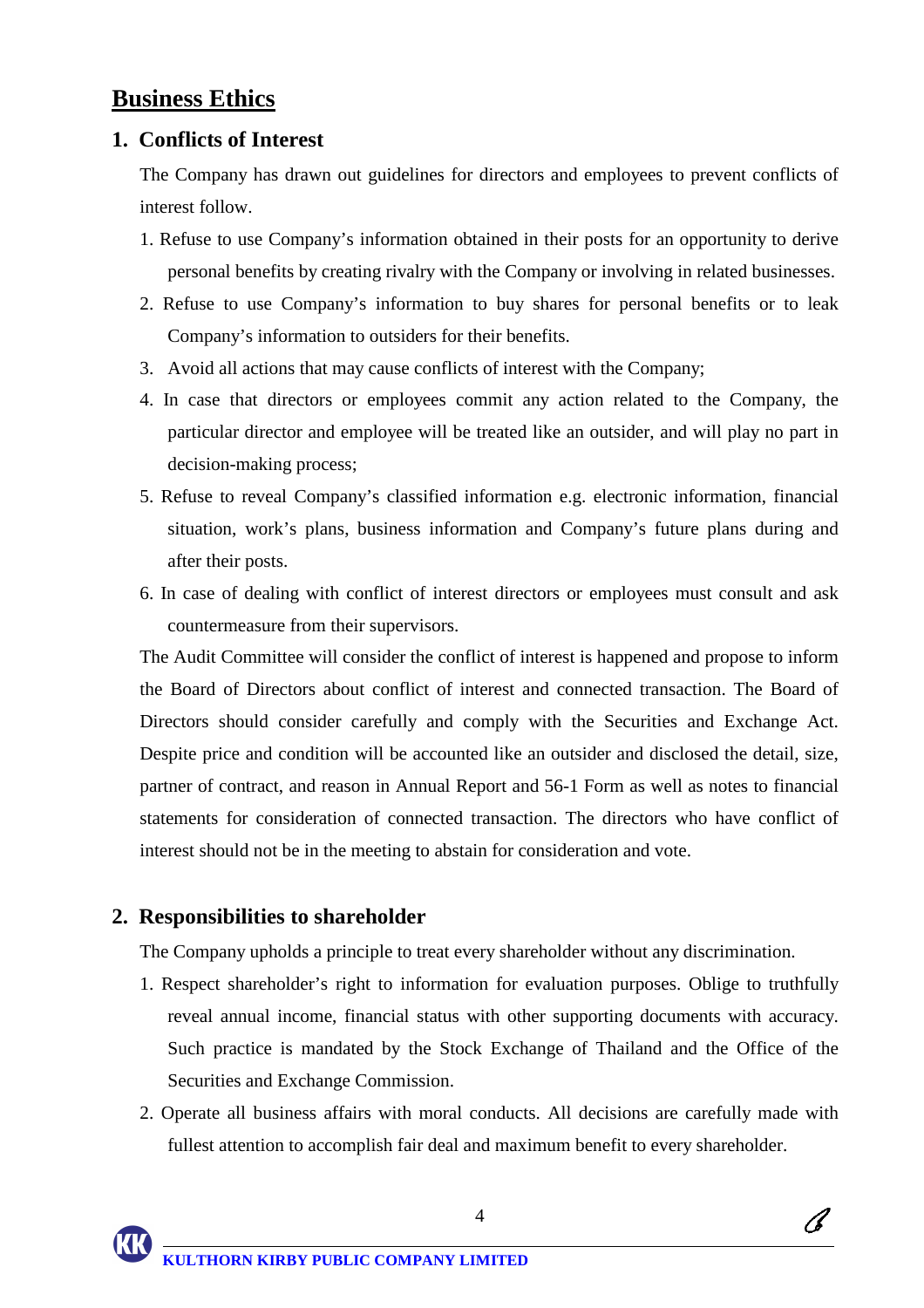# Business Ethics

## 1. Conflicts of Interest

The Company has drawn out guidelines for directors and employees to prevent conflicts of interest follow.

1. Refuse to use Company's information obtained in their posts for an opportunity to derive personal benefits by creating rivalry with the Company or involving in related businesses.
2. Refuse to use Company's information to buy shares for personal benefits or to leak Company's information to outsiders for their benefits.
3. Avoid all actions that may cause conflicts of interest with the Company;
4. In case that directors or employees commit any action related to the Company, the particular director and employee will be treated like an outsider, and will play no part in decision-making process;
5. Refuse to reveal Company's classified information e.g. electronic information, financial situation, work's plans, business information and Company's future plans during and after their posts.
6. In case of dealing with conflict of interest directors or employees must consult and ask countermeasure from their supervisors.

The Audit Committee will consider the conflict of interest is happened and propose to inform the Board of Directors about conflict of interest and connected transaction. The Board of Directors should consider carefully and comply with the Securities and Exchange Act. Despite price and condition will be accounted like an outsider and disclosed the detail, size, partner of contract, and reason in Annual Report and 56-1 Form as well as notes to financial statements for consideration of connected transaction. The directors who have conflict of interest should not be in the meeting to abstain for consideration and vote.

## 2. Responsibilities to shareholder

The Company upholds a principle to treat every shareholder without any discrimination.

1. Respect shareholder's right to information for evaluation purposes. Oblige to truthfully reveal annual income, financial status with other supporting documents with accuracy. Such practice is mandated by the Stock Exchange of Thailand and the Office of the Securities and Exchange Commission.
2. Operate all business affairs with moral conducts. All decisions are carefully made with fullest attention to accomplish fair deal and maximum benefit to every shareholder.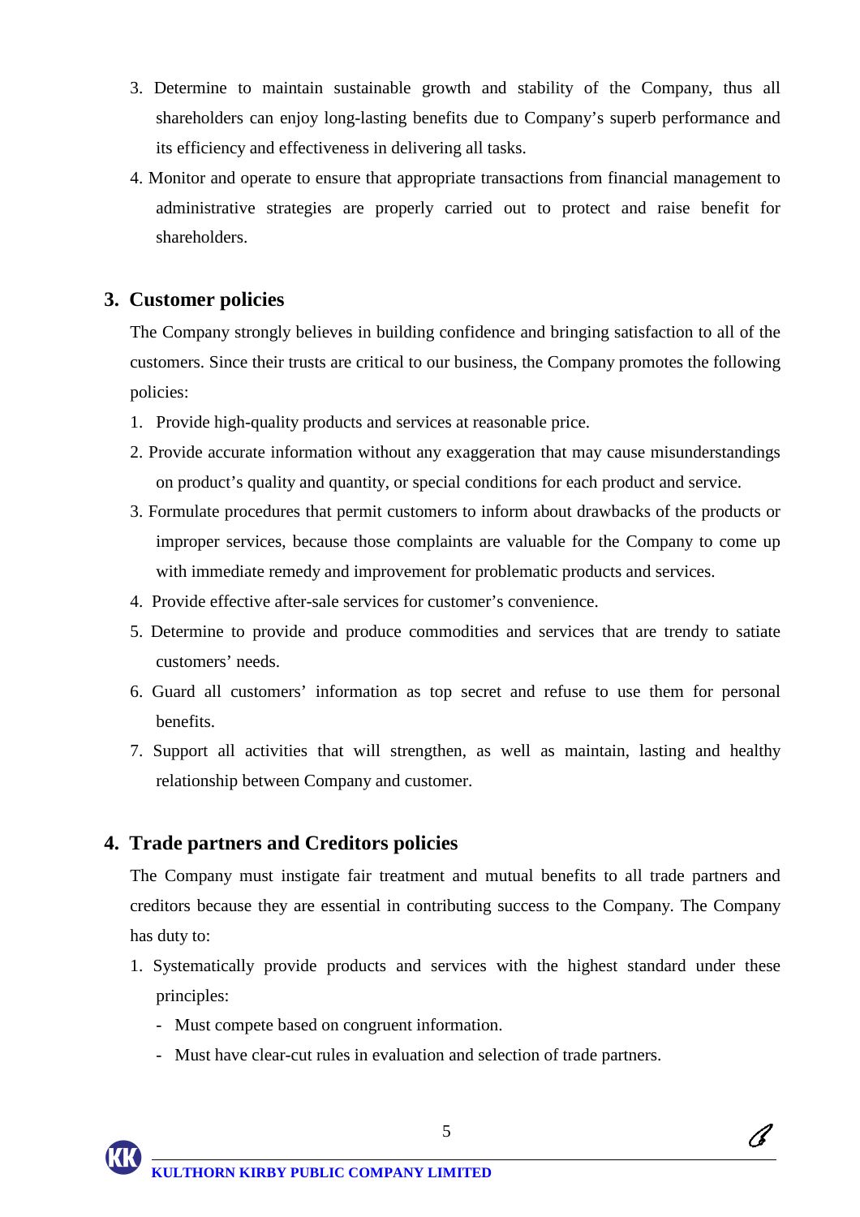3. Determine to maintain sustainable growth and stability of the Company, thus all shareholders can enjoy long-lasting benefits due to Company's superb performance and its efficiency and effectiveness in delivering all tasks.
4. Monitor and operate to ensure that appropriate transactions from financial management to administrative strategies are properly carried out to protect and raise benefit for shareholders.

## 3. Customer policies

The Company strongly believes in building confidence and bringing satisfaction to all of the customers. Since their trusts are critical to our business, the Company promotes the following policies:

1. Provide high-quality products and services at reasonable price.
2. Provide accurate information without any exaggeration that may cause misunderstandings on product's quality and quantity, or special conditions for each product and service.
3. Formulate procedures that permit customers to inform about drawbacks of the products or improper services, because those complaints are valuable for the Company to come up with immediate remedy and improvement for problematic products and services.
4. Provide effective after-sale services for customer's convenience.
5. Determine to provide and produce commodities and services that are trendy to satiate customers' needs.
6. Guard all customers' information as top secret and refuse to use them for personal benefits.
7. Support all activities that will strengthen, as well as maintain, lasting and healthy relationship between Company and customer.

## 4. Trade partners and Creditors policies

The Company must instigate fair treatment and mutual benefits to all trade partners and creditors because they are essential in contributing success to the Company. The Company has duty to:

1. Systematically provide products and services with the highest standard under these principles:
   - Must compete based on congruent information.
   - Must have clear-cut rules in evaluation and selection of trade partners.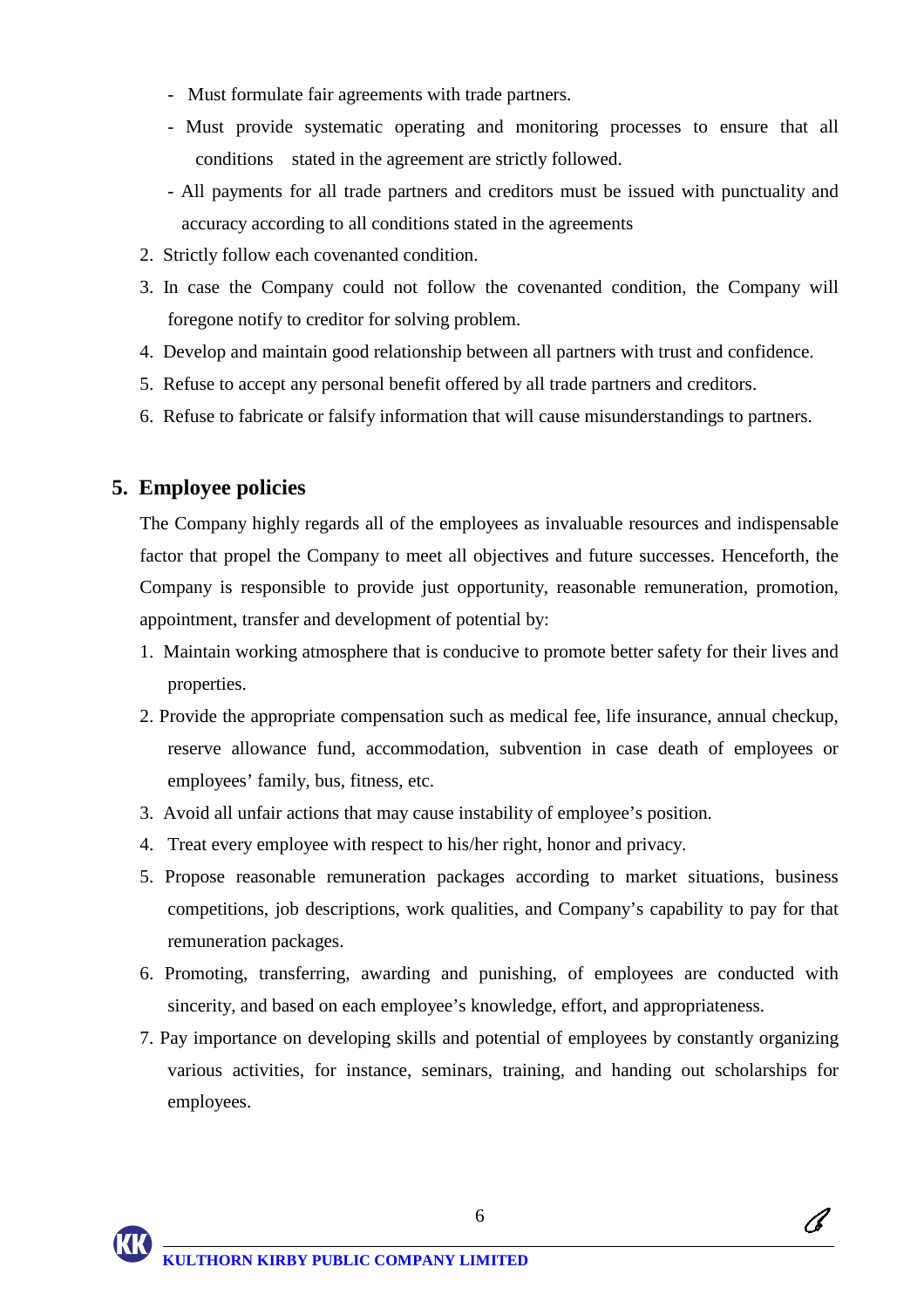- Must formulate fair agreements with trade partners.
- Must provide systematic operating and monitoring processes to ensure that all conditions stated in the agreement are strictly followed.
- All payments for all trade partners and creditors must be issued with punctuality and accuracy according to all conditions stated in the agreements

2. Strictly follow each covenanted condition.
3. In case the Company could not follow the covenanted condition, the Company will foregone notify to creditor for solving problem.
4. Develop and maintain good relationship between all partners with trust and confidence.
5. Refuse to accept any personal benefit offered by all trade partners and creditors.
6. Refuse to fabricate or falsify information that will cause misunderstandings to partners.

## 5. Employee policies

The Company highly regards all of the employees as invaluable resources and indispensable factor that propel the Company to meet all objectives and future successes. Henceforth, the Company is responsible to provide just opportunity, reasonable remuneration, promotion, appointment, transfer and development of potential by:

1. Maintain working atmosphere that is conducive to promote better safety for their lives and properties.
2. Provide the appropriate compensation such as medical fee, life insurance, annual checkup, reserve allowance fund, accommodation, subvention in case death of employees or employees' family, bus, fitness, etc.
3. Avoid all unfair actions that may cause instability of employee's position.
4. Treat every employee with respect to his/her right, honor and privacy.
5. Propose reasonable remuneration packages according to market situations, business competitions, job descriptions, work qualities, and Company's capability to pay for that remuneration packages.
6. Promoting, transferring, awarding and punishing, of employees are conducted with sincerity, and based on each employee's knowledge, effort, and appropriateness.
7. Pay importance on developing skills and potential of employees by constantly organizing various activities, for instance, seminars, training, and handing out scholarships for employees.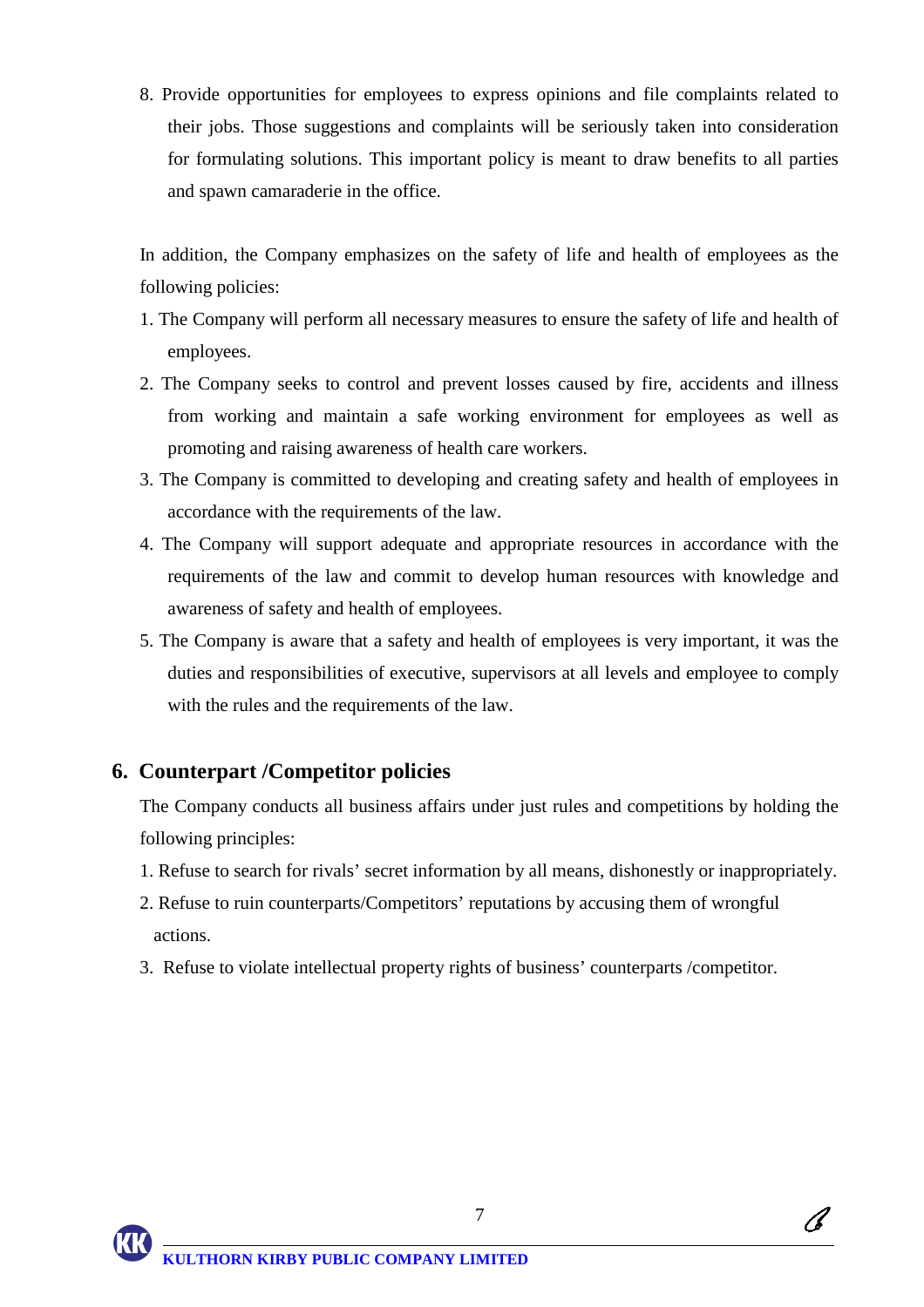8. Provide opportunities for employees to express opinions and file complaints related to their jobs. Those suggestions and complaints will be seriously taken into consideration for formulating solutions. This important policy is meant to draw benefits to all parties and spawn camaraderie in the office.

In addition, the Company emphasizes on the safety of life and health of employees as the following policies:

1. The Company will perform all necessary measures to ensure the safety of life and health of employees.
2. The Company seeks to control and prevent losses caused by fire, accidents and illness from working and maintain a safe working environment for employees as well as promoting and raising awareness of health care workers.
3. The Company is committed to developing and creating safety and health of employees in accordance with the requirements of the law.
4. The Company will support adequate and appropriate resources in accordance with the requirements of the law and commit to develop human resources with knowledge and awareness of safety and health of employees.
5. The Company is aware that a safety and health of employees is very important, it was the duties and responsibilities of executive, supervisors at all levels and employee to comply with the rules and the requirements of the law.

## 6. Counterpart /Competitor policies

The Company conducts all business affairs under just rules and competitions by holding the following principles:

1. Refuse to search for rivals' secret information by all means, dishonestly or inappropriately.
2. Refuse to ruin counterparts/Competitors' reputations by accusing them of wrongful actions.
3. Refuse to violate intellectual property rights of business' counterparts /competitor.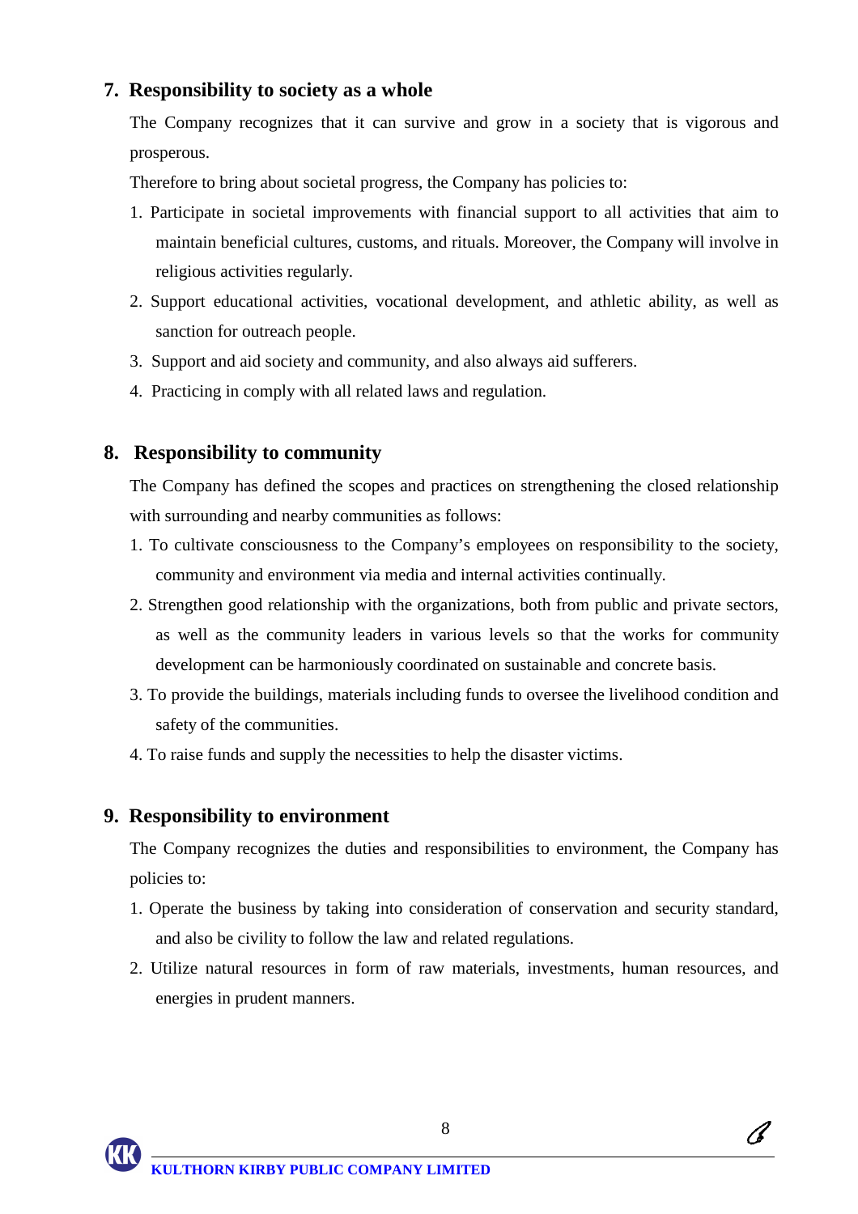## 7. Responsibility to society as a whole

The Company recognizes that it can survive and grow in a society that is vigorous and prosperous.

Therefore to bring about societal progress, the Company has policies to:

1. Participate in societal improvements with financial support to all activities that aim to maintain beneficial cultures, customs, and rituals. Moreover, the Company will involve in religious activities regularly.
2. Support educational activities, vocational development, and athletic ability, as well as sanction for outreach people.
3. Support and aid society and community, and also always aid sufferers.
4. Practicing in comply with all related laws and regulation.

## 8. Responsibility to community

The Company has defined the scopes and practices on strengthening the closed relationship with surrounding and nearby communities as follows:

1. To cultivate consciousness to the Company's employees on responsibility to the society, community and environment via media and internal activities continually.
2. Strengthen good relationship with the organizations, both from public and private sectors, as well as the community leaders in various levels so that the works for community development can be harmoniously coordinated on sustainable and concrete basis.
3. To provide the buildings, materials including funds to oversee the livelihood condition and safety of the communities.
4. To raise funds and supply the necessities to help the disaster victims.

## 9. Responsibility to environment

The Company recognizes the duties and responsibilities to environment, the Company has policies to:

1. Operate the business by taking into consideration of conservation and security standard, and also be civility to follow the law and related regulations.
2. Utilize natural resources in form of raw materials, investments, human resources, and energies in prudent manners.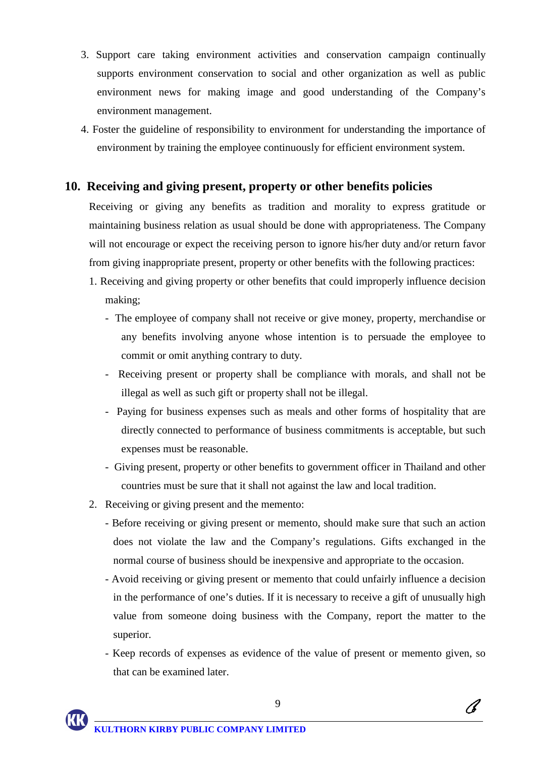3. Support care taking environment activities and conservation campaign continually supports environment conservation to social and other organization as well as public environment news for making image and good understanding of the Company's environment management.
4. Foster the guideline of responsibility to environment for understanding the importance of environment by training the employee continuously for efficient environment system.

## 10. Receiving and giving present, property or other benefits policies

Receiving or giving any benefits as tradition and morality to express gratitude or maintaining business relation as usual should be done with appropriateness. The Company will not encourage or expect the receiving person to ignore his/her duty and/or return favor from giving inappropriate present, property or other benefits with the following practices:

1. Receiving and giving property or other benefits that could improperly influence decision making;
   - The employee of company shall not receive or give money, property, merchandise or any benefits involving anyone whose intention is to persuade the employee to commit or omit anything contrary to duty.
   - Receiving present or property shall be compliance with morals, and shall not be illegal as well as such gift or property shall not be illegal.
   - Paying for business expenses such as meals and other forms of hospitality that are directly connected to performance of business commitments is acceptable, but such expenses must be reasonable.
   - Giving present, property or other benefits to government officer in Thailand and other countries must be sure that it shall not against the law and local tradition.
2. Receiving or giving present and the memento:
   - Before receiving or giving present or memento, should make sure that such an action does not violate the law and the Company's regulations. Gifts exchanged in the normal course of business should be inexpensive and appropriate to the occasion.
   - Avoid receiving or giving present or memento that could unfairly influence a decision in the performance of one's duties. If it is necessary to receive a gift of unusually high value from someone doing business with the Company, report the matter to the superior.
   - Keep records of expenses as evidence of the value of present or memento given, so that can be examined later.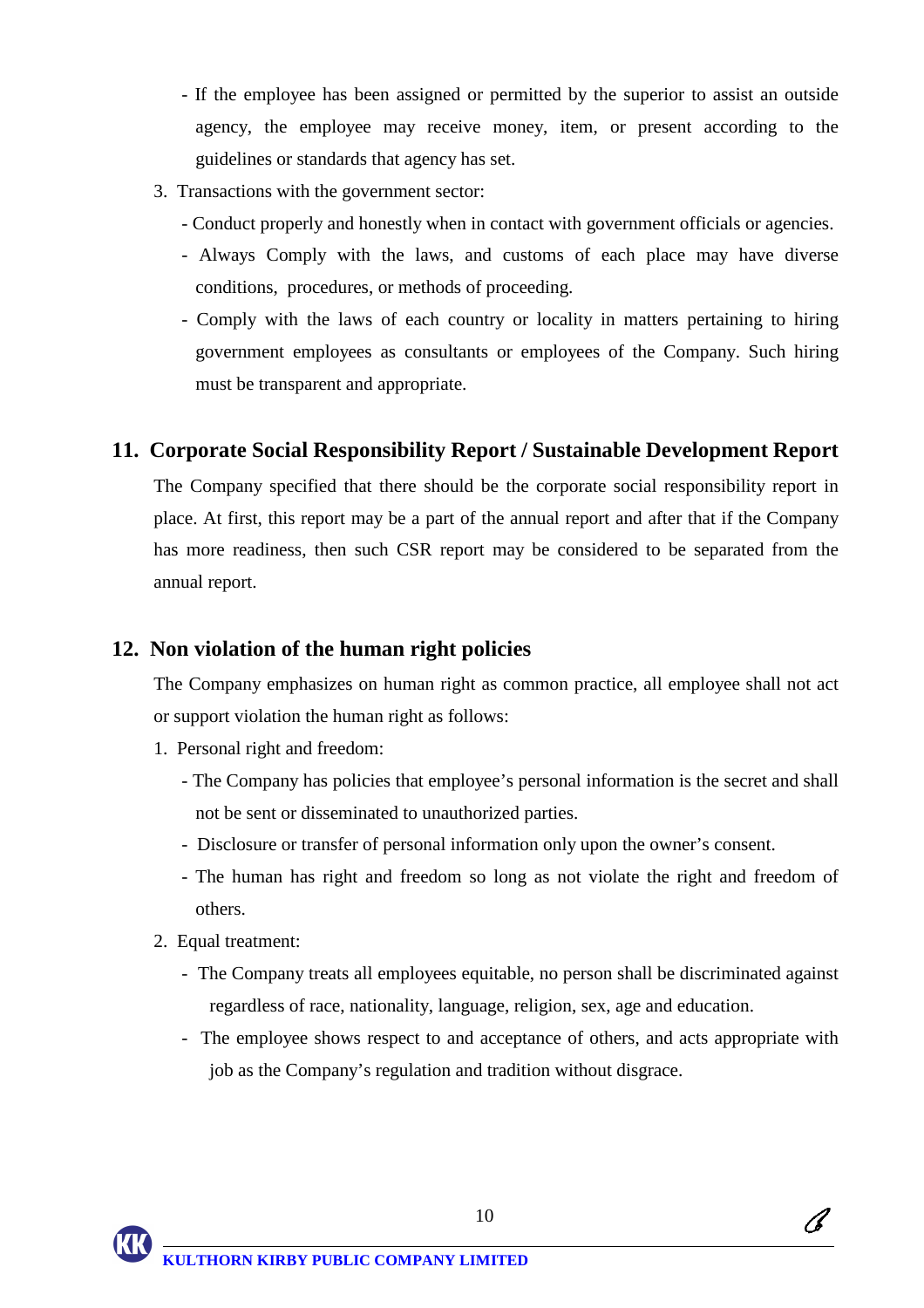- If the employee has been assigned or permitted by the superior to assist an outside agency, the employee may receive money, item, or present according to the guidelines or standards that agency has set.

3. Transactions with the government sector:
   - Conduct properly and honestly when in contact with government officials or agencies.
   - Always Comply with the laws, and customs of each place may have diverse conditions, procedures, or methods of proceeding.
   - Comply with the laws of each country or locality in matters pertaining to hiring government employees as consultants or employees of the Company. Such hiring must be transparent and appropriate.

## 11. Corporate Social Responsibility Report / Sustainable Development Report

The Company specified that there should be the corporate social responsibility report in place. At first, this report may be a part of the annual report and after that if the Company has more readiness, then such CSR report may be considered to be separated from the annual report.

## 12. Non violation of the human right policies

The Company emphasizes on human right as common practice, all employee shall not act or support violation the human right as follows:

1. Personal right and freedom:
   - The Company has policies that employee's personal information is the secret and shall not be sent or disseminated to unauthorized parties.
   - Disclosure or transfer of personal information only upon the owner's consent.
   - The human has right and freedom so long as not violate the right and freedom of others.
2. Equal treatment:
   - The Company treats all employees equitable, no person shall be discriminated against regardless of race, nationality, language, religion, sex, age and education.
   - The employee shows respect to and acceptance of others, and acts appropriate with job as the Company's regulation and tradition without disgrace.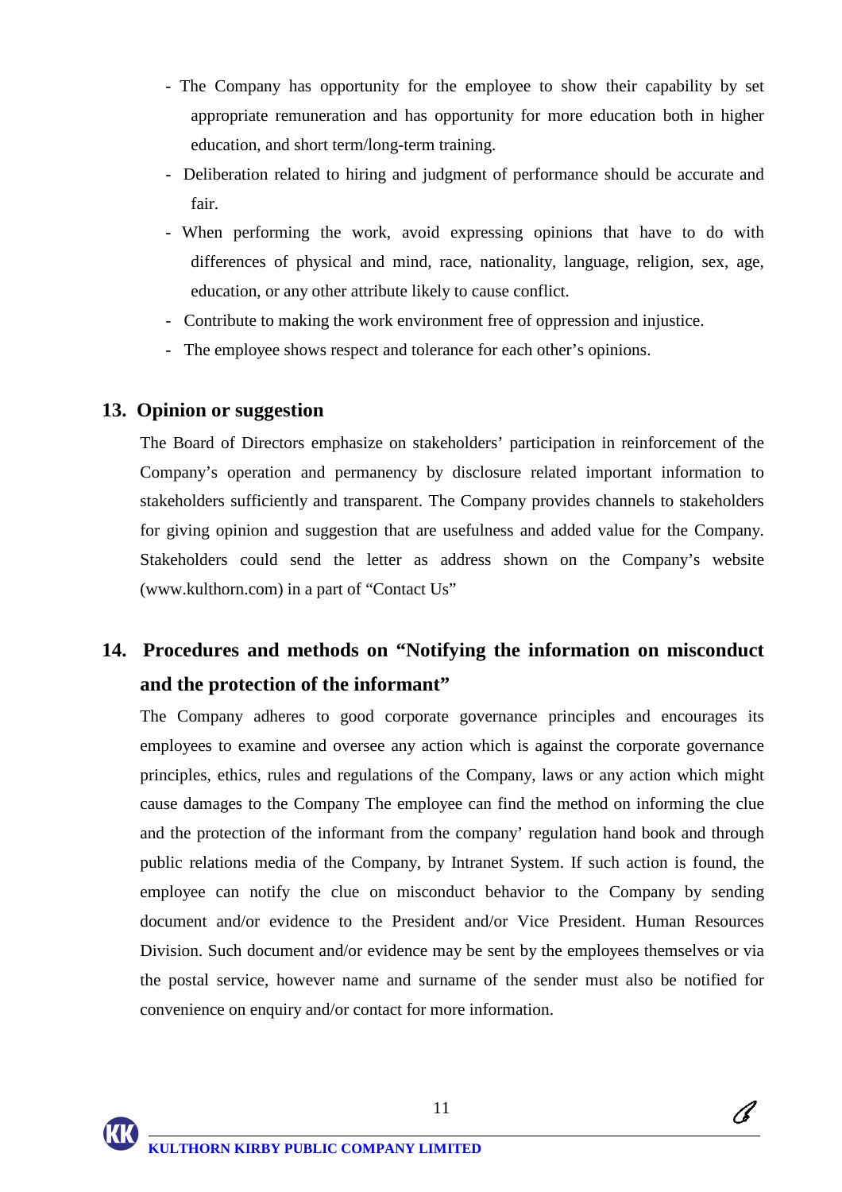- The Company has opportunity for the employee to show their capability by set appropriate remuneration and has opportunity for more education both in higher education, and short term/long-term training.
- Deliberation related to hiring and judgment of performance should be accurate and fair.
- When performing the work, avoid expressing opinions that have to do with differences of physical and mind, race, nationality, language, religion, sex, age, education, or any other attribute likely to cause conflict.
- Contribute to making the work environment free of oppression and injustice.
- The employee shows respect and tolerance for each other's opinions.

## 13. Opinion or suggestion

The Board of Directors emphasize on stakeholders' participation in reinforcement of the Company's operation and permanency by disclosure related important information to stakeholders sufficiently and transparent. The Company provides channels to stakeholders for giving opinion and suggestion that are usefulness and added value for the Company. Stakeholders could send the letter as address shown on the Company's website (www.kulthorn.com) in a part of "Contact Us"

## 14. Procedures and methods on "Notifying the information on misconduct and the protection of the informant"

The Company adheres to good corporate governance principles and encourages its employees to examine and oversee any action which is against the corporate governance principles, ethics, rules and regulations of the Company, laws or any action which might cause damages to the Company The employee can find the method on informing the clue and the protection of the informant from the company' regulation hand book and through public relations media of the Company, by Intranet System. If such action is found, the employee can notify the clue on misconduct behavior to the Company by sending document and/or evidence to the President and/or Vice President. Human Resources Division. Such document and/or evidence may be sent by the employees themselves or via the postal service, however name and surname of the sender must also be notified for convenience on enquiry and/or contact for more information.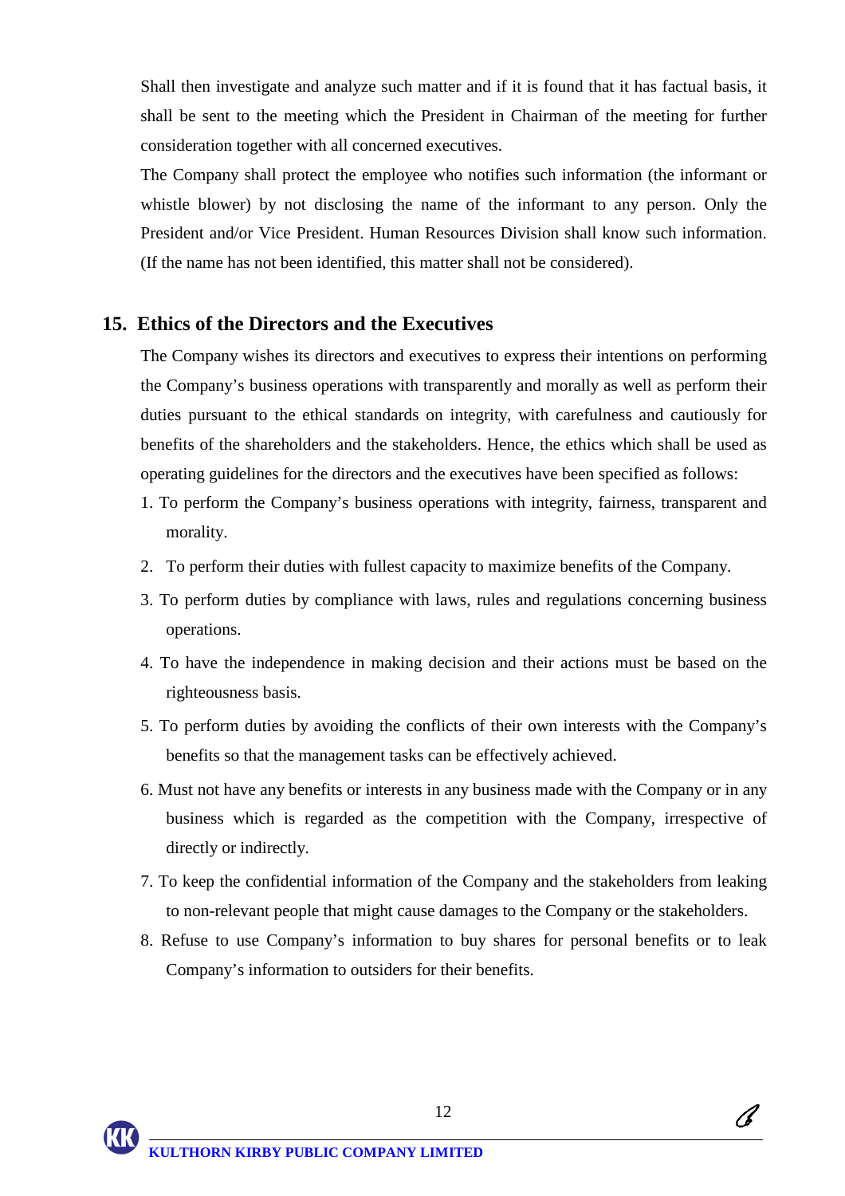Shall then investigate and analyze such matter and if it is found that it has factual basis, it shall be sent to the meeting which the President in Chairman of the meeting for further consideration together with all concerned executives.

The Company shall protect the employee who notifies such information (the informant or whistle blower) by not disclosing the name of the informant to any person. Only the President and/or Vice President. Human Resources Division shall know such information. (If the name has not been identified, this matter shall not be considered).

## 15. Ethics of the Directors and the Executives

The Company wishes its directors and executives to express their intentions on performing the Company's business operations with transparently and morally as well as perform their duties pursuant to the ethical standards on integrity, with carefulness and cautiously for benefits of the shareholders and the stakeholders. Hence, the ethics which shall be used as operating guidelines for the directors and the executives have been specified as follows:

1. To perform the Company's business operations with integrity, fairness, transparent and morality.
2. To perform their duties with fullest capacity to maximize benefits of the Company.
3. To perform duties by compliance with laws, rules and regulations concerning business operations.
4. To have the independence in making decision and their actions must be based on the righteousness basis.
5. To perform duties by avoiding the conflicts of their own interests with the Company's benefits so that the management tasks can be effectively achieved.
6. Must not have any benefits or interests in any business made with the Company or in any business which is regarded as the competition with the Company, irrespective of directly or indirectly.
7. To keep the confidential information of the Company and the stakeholders from leaking to non-relevant people that might cause damages to the Company or the stakeholders.
8. Refuse to use Company's information to buy shares for personal benefits or to leak Company's information to outsiders for their benefits.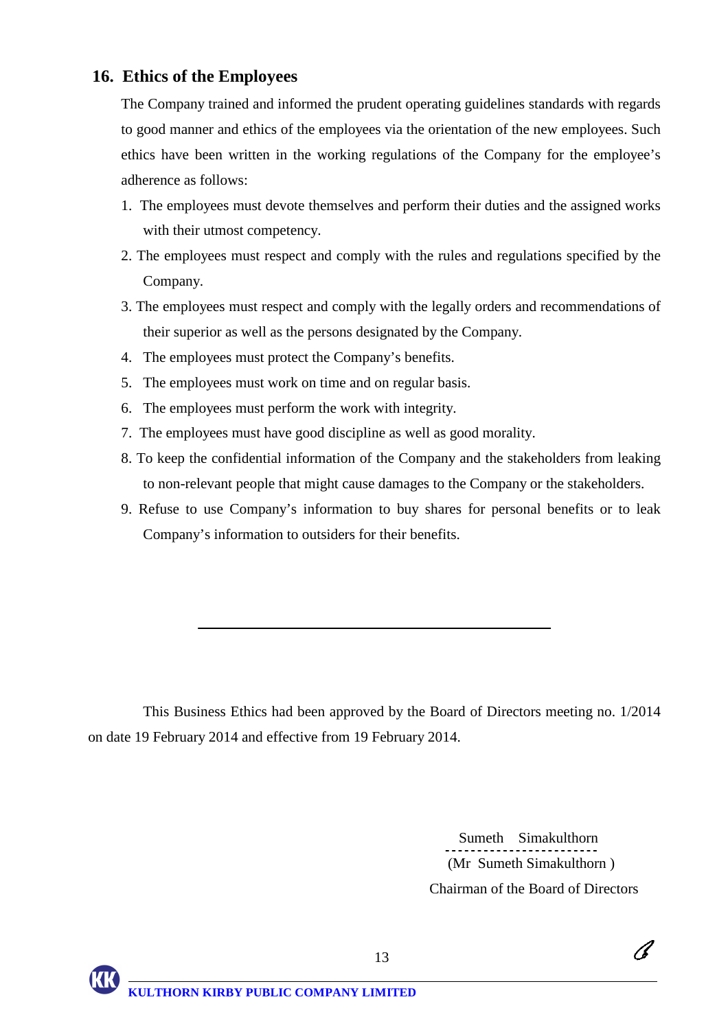## 16. Ethics of the Employees

The Company trained and informed the prudent operating guidelines standards with regards to good manner and ethics of the employees via the orientation of the new employees. Such ethics have been written in the working regulations of the Company for the employee's adherence as follows:

1. The employees must devote themselves and perform their duties and the assigned works with their utmost competency.
2. The employees must respect and comply with the rules and regulations specified by the Company.
3. The employees must respect and comply with the legally orders and recommendations of their superior as well as the persons designated by the Company.
4. The employees must protect the Company's benefits.
5. The employees must work on time and on regular basis.
6. The employees must perform the work with integrity.
7. The employees must have good discipline as well as good morality.
8. To keep the confidential information of the Company and the stakeholders from leaking to non-relevant people that might cause damages to the Company or the stakeholders.
9. Refuse to use Company's information to buy shares for personal benefits or to leak Company's information to outsiders for their benefits.

---

This Business Ethics had been approved by the Board of Directors meeting no. 1/2014 on date 19 February 2014 and effective from 19 February 2014.

Sumeth Simakulthorn

(Mr Sumeth Simakulthorn )

Chairman of the Board of Directors